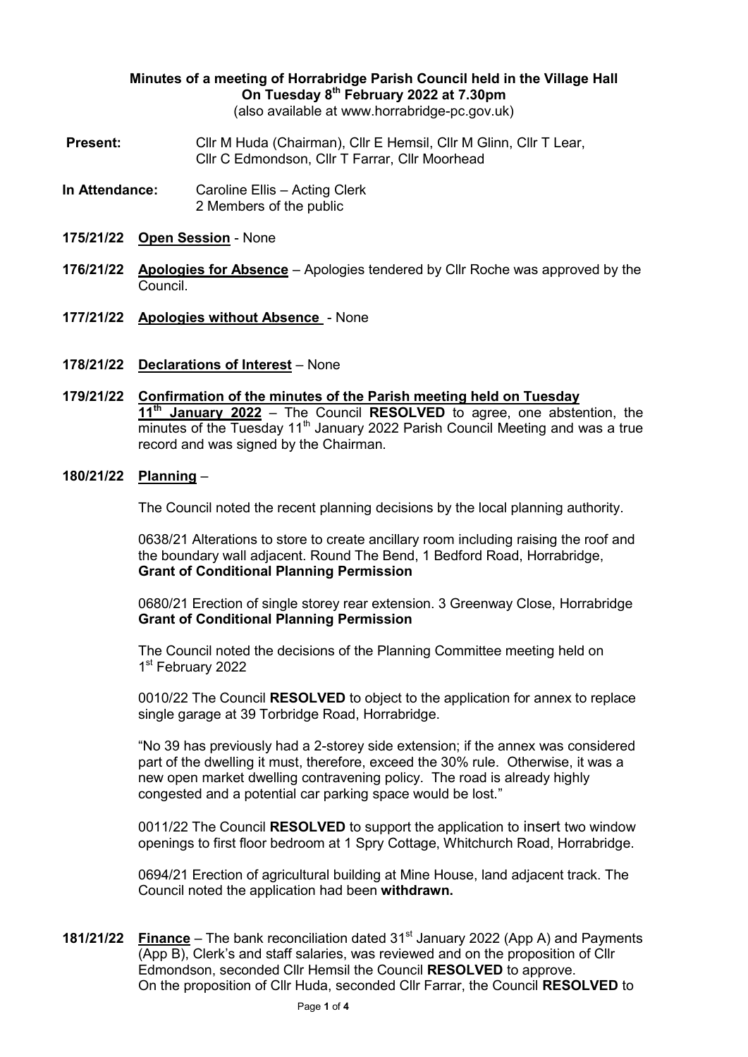**Minutes of a meeting of Horrabridge Parish Council held in the Village Hall On Tuesday 8th February 2022 at 7.30pm**

(also available at www.horrabridge-pc.gov.uk)

**Present:** Cllr M Huda (Chairman), Cllr E Hemsil, Cllr M Glinn, Cllr T Lear, Cllr C Edmondson, Cllr T Farrar, Cllr Moorhead

**In Attendance:** Caroline Ellis – Acting Clerk
2 Members of the public

**175/21/22** **Open Session** - None

**176/21/22** **Apologies for Absence** – Apologies tendered by Cllr Roche was approved by the Council.

**177/21/22** **Apologies without Absence** - None

**178/21/22** **Declarations of Interest** – None

**179/21/22** **Confirmation of the minutes of the Parish meeting held on Tuesday 11th January 2022** – The Council **RESOLVED** to agree, one abstention, the minutes of the Tuesday 11th January 2022 Parish Council Meeting and was a true record and was signed by the Chairman.

**180/21/22** **Planning** –

The Council noted the recent planning decisions by the local planning authority.

0638/21 Alterations to store to create ancillary room including raising the roof and the boundary wall adjacent. Round The Bend, 1 Bedford Road, Horrabridge, **Grant of Conditional Planning Permission**

0680/21 Erection of single storey rear extension. 3 Greenway Close, Horrabridge **Grant of Conditional Planning Permission**

The Council noted the decisions of the Planning Committee meeting held on 1st February 2022

0010/22 The Council **RESOLVED** to object to the application for annex to replace single garage at 39 Torbridge Road, Horrabridge.

"No 39 has previously had a 2-storey side extension; if the annex was considered part of the dwelling it must, therefore, exceed the 30% rule. Otherwise, it was a new open market dwelling contravening policy. The road is already highly congested and a potential car parking space would be lost."

0011/22 The Council **RESOLVED** to support the application to insert two window openings to first floor bedroom at 1 Spry Cottage, Whitchurch Road, Horrabridge.

0694/21 Erection of agricultural building at Mine House, land adjacent track. The Council noted the application had been **withdrawn.**

**181/21/22** **Finance** – The bank reconciliation dated 31st January 2022 (App A) and Payments (App B), Clerk's and staff salaries, was reviewed and on the proposition of Cllr Edmondson, seconded Cllr Hemsil the Council **RESOLVED** to approve. On the proposition of Cllr Huda, seconded Cllr Farrar, the Council **RESOLVED** to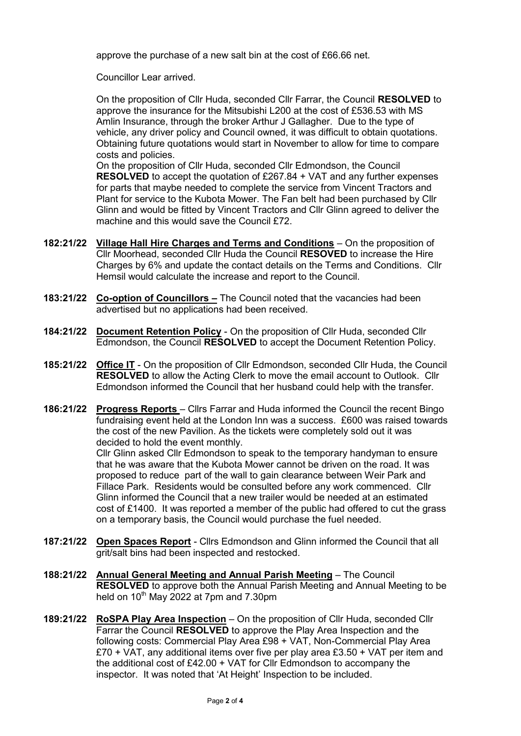approve the purchase of a new salt bin at the cost of £66.66 net.

Councillor Lear arrived.

On the proposition of Cllr Huda, seconded Cllr Farrar, the Council **RESOLVED** to approve the insurance for the Mitsubishi L200 at the cost of £536.53 with MS Amlin Insurance, through the broker Arthur J Gallagher. Due to the type of vehicle, any driver policy and Council owned, it was difficult to obtain quotations. Obtaining future quotations would start in November to allow for time to compare costs and policies.
On the proposition of Cllr Huda, seconded Cllr Edmondson, the Council **RESOLVED** to accept the quotation of £267.84 + VAT and any further expenses for parts that maybe needed to complete the service from Vincent Tractors and Plant for service to the Kubota Mower. The Fan belt had been purchased by Cllr Glinn and would be fitted by Vincent Tractors and Cllr Glinn agreed to deliver the machine and this would save the Council £72.

**182:21/22** **Village Hall Hire Charges and Terms and Conditions** – On the proposition of Cllr Moorhead, seconded Cllr Huda the Council **RESOVED** to increase the Hire Charges by 6% and update the contact details on the Terms and Conditions. Cllr Hemsil would calculate the increase and report to the Council.

**183:21/22** **Co-option of Councillors –** The Council noted that the vacancies had been advertised but no applications had been received.

**184:21/22** **Document Retention Policy** - On the proposition of Cllr Huda, seconded Cllr Edmondson, the Council **RESOLVED** to accept the Document Retention Policy.

**185:21/22** **Office IT** - On the proposition of Cllr Edmondson, seconded Cllr Huda, the Council **RESOLVED** to allow the Acting Clerk to move the email account to Outlook. Cllr Edmondson informed the Council that her husband could help with the transfer.

**186:21/22** **Progress Reports** – Cllrs Farrar and Huda informed the Council the recent Bingo fundraising event held at the London Inn was a success. £600 was raised towards the cost of the new Pavilion. As the tickets were completely sold out it was decided to hold the event monthly.
Cllr Glinn asked Cllr Edmondson to speak to the temporary handyman to ensure that he was aware that the Kubota Mower cannot be driven on the road. It was proposed to reduce part of the wall to gain clearance between Weir Park and Fillace Park. Residents would be consulted before any work commenced. Cllr Glinn informed the Council that a new trailer would be needed at an estimated cost of £1400. It was reported a member of the public had offered to cut the grass on a temporary basis, the Council would purchase the fuel needed.

**187:21/22** **Open Spaces Report** - Cllrs Edmondson and Glinn informed the Council that all grit/salt bins had been inspected and restocked.

**188:21/22** **Annual General Meeting and Annual Parish Meeting** – The Council **RESOLVED** to approve both the Annual Parish Meeting and Annual Meeting to be held on 10th May 2022 at 7pm and 7.30pm

**189:21/22** **RoSPA Play Area Inspection** – On the proposition of Cllr Huda, seconded Cllr Farrar the Council **RESOLVED** to approve the Play Area Inspection and the following costs: Commercial Play Area £98 + VAT, Non-Commercial Play Area £70 + VAT, any additional items over five per play area £3.50 + VAT per item and the additional cost of £42.00 + VAT for Cllr Edmondson to accompany the inspector. It was noted that 'At Height' Inspection to be included.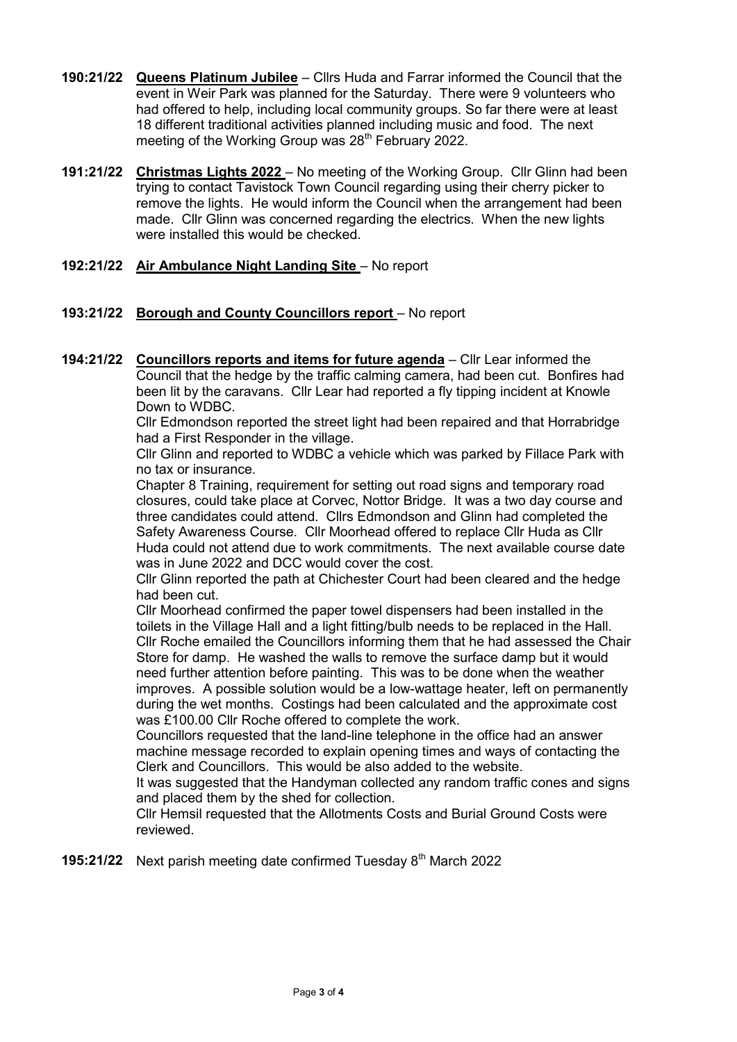**190:21/22** **Queens Platinum Jubilee** – Cllrs Huda and Farrar informed the Council that the event in Weir Park was planned for the Saturday. There were 9 volunteers who had offered to help, including local community groups. So far there were at least 18 different traditional activities planned including music and food. The next meeting of the Working Group was 28th February 2022.

**191:21/22** **Christmas Lights 2022** – No meeting of the Working Group. Cllr Glinn had been trying to contact Tavistock Town Council regarding using their cherry picker to remove the lights. He would inform the Council when the arrangement had been made. Cllr Glinn was concerned regarding the electrics. When the new lights were installed this would be checked.

**192:21/22** **Air Ambulance Night Landing Site** – No report

**193:21/22** **Borough and County Councillors report** – No report

**194:21/22** **Councillors reports and items for future agenda** – Cllr Lear informed the Council that the hedge by the traffic calming camera, had been cut. Bonfires had been lit by the caravans. Cllr Lear had reported a fly tipping incident at Knowle Down to WDBC.

Cllr Edmondson reported the street light had been repaired and that Horrabridge had a First Responder in the village.

Cllr Glinn and reported to WDBC a vehicle which was parked by Fillace Park with no tax or insurance.

Chapter 8 Training, requirement for setting out road signs and temporary road closures, could take place at Corvec, Nottor Bridge. It was a two day course and three candidates could attend. Cllrs Edmondson and Glinn had completed the Safety Awareness Course. Cllr Moorhead offered to replace Cllr Huda as Cllr Huda could not attend due to work commitments. The next available course date was in June 2022 and DCC would cover the cost.

Cllr Glinn reported the path at Chichester Court had been cleared and the hedge had been cut.

Cllr Moorhead confirmed the paper towel dispensers had been installed in the toilets in the Village Hall and a light fitting/bulb needs to be replaced in the Hall.

Cllr Roche emailed the Councillors informing them that he had assessed the Chair Store for damp. He washed the walls to remove the surface damp but it would need further attention before painting. This was to be done when the weather improves. A possible solution would be a low-wattage heater, left on permanently during the wet months. Costings had been calculated and the approximate cost was £100.00 Cllr Roche offered to complete the work.

Councillors requested that the land-line telephone in the office had an answer machine message recorded to explain opening times and ways of contacting the Clerk and Councillors. This would be also added to the website.

It was suggested that the Handyman collected any random traffic cones and signs and placed them by the shed for collection.

Cllr Hemsil requested that the Allotments Costs and Burial Ground Costs were reviewed.

**195:21/22** Next parish meeting date confirmed Tuesday 8th March 2022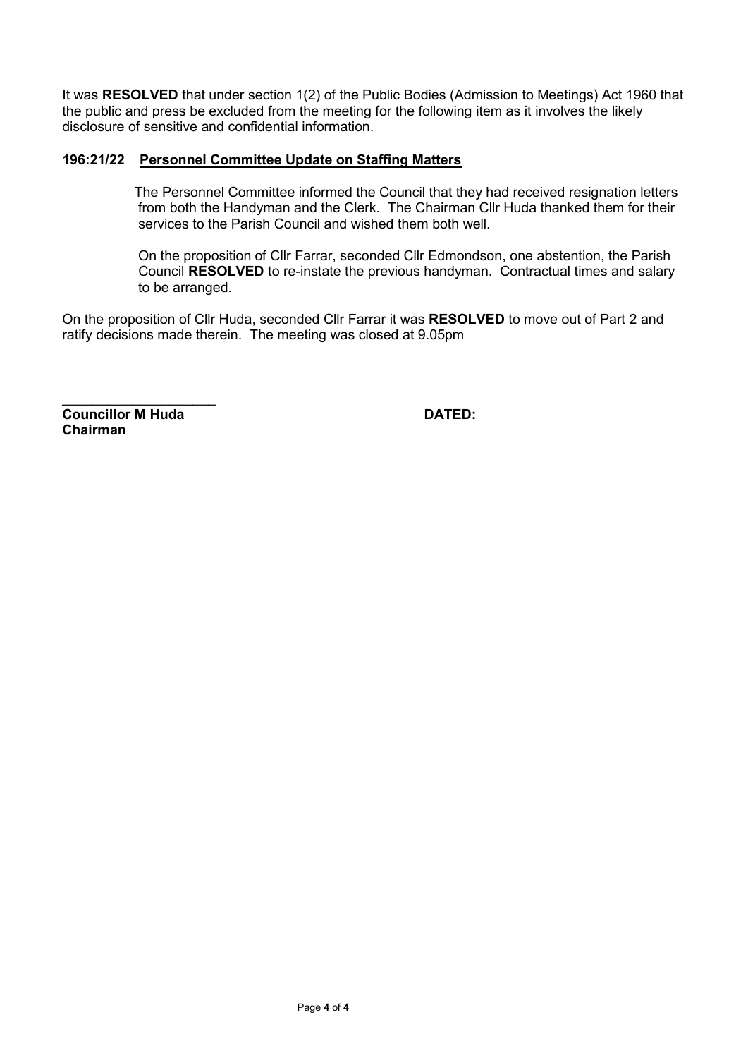It was **RESOLVED** that under section 1(2) of the Public Bodies (Admission to Meetings) Act 1960 that the public and press be excluded from the meeting for the following item as it involves the likely disclosure of sensitive and confidential information.

### 196:21/22 Personnel Committee Update on Staffing Matters

The Personnel Committee informed the Council that they had received resignation letters from both the Handyman and the Clerk. The Chairman Cllr Huda thanked them for their services to the Parish Council and wished them both well.

On the proposition of Cllr Farrar, seconded Cllr Edmondson, one abstention, the Parish Council **RESOLVED** to re-instate the previous handyman. Contractual times and salary to be arranged.

On the proposition of Cllr Huda, seconded Cllr Farrar it was **RESOLVED** to move out of Part 2 and ratify decisions made therein. The meeting was closed at 9.05pm

____________________

**Councillor M Huda** **DATED:**

**Chairman**